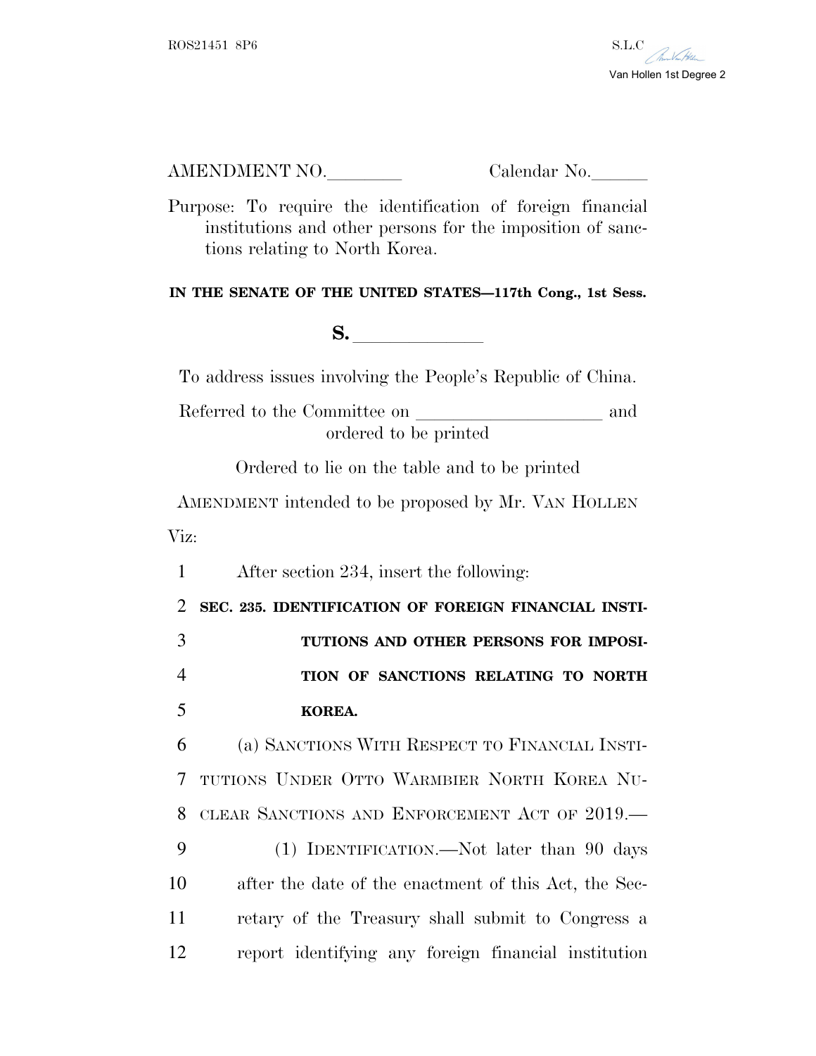ROS21451 8P6 S.L.C.

Van Hollen 1st Degree 2

AMENDMENT NO.________ Calendar No.______

Purpose: To require the identification of foreign financial institutions and other persons for the imposition of sanctions relating to North Korea.

**IN THE SENATE OF THE UNITED STATES—117th Cong., 1st Sess.**

**S.** ____________

To address issues involving the People's Republic of China.

Referred to the Committee on ____________________ and ordered to be printed

Ordered to lie on the table and to be printed

AMENDMENT intended to be proposed by Mr. VAN HOLLEN

Viz:

1 After section 234, insert the following:

2 **SEC. 235. IDENTIFICATION OF FOREIGN FINANCIAL INSTI-**
3 **TUTIONS AND OTHER PERSONS FOR IMPOSI-**
4 **TION OF SANCTIONS RELATING TO NORTH**
5 **KOREA.**

6 (a) SANCTIONS WITH RESPECT TO FINANCIAL INSTI-
7 TUTIONS UNDER OTTO WARMBIER NORTH KOREA NU-
8 CLEAR SANCTIONS AND ENFORCEMENT ACT OF 2019.—

9 (1) IDENTIFICATION.—Not later than 90 days
10 after the date of the enactment of this Act, the Sec-
11 retary of the Treasury shall submit to Congress a
12 report identifying any foreign financial institution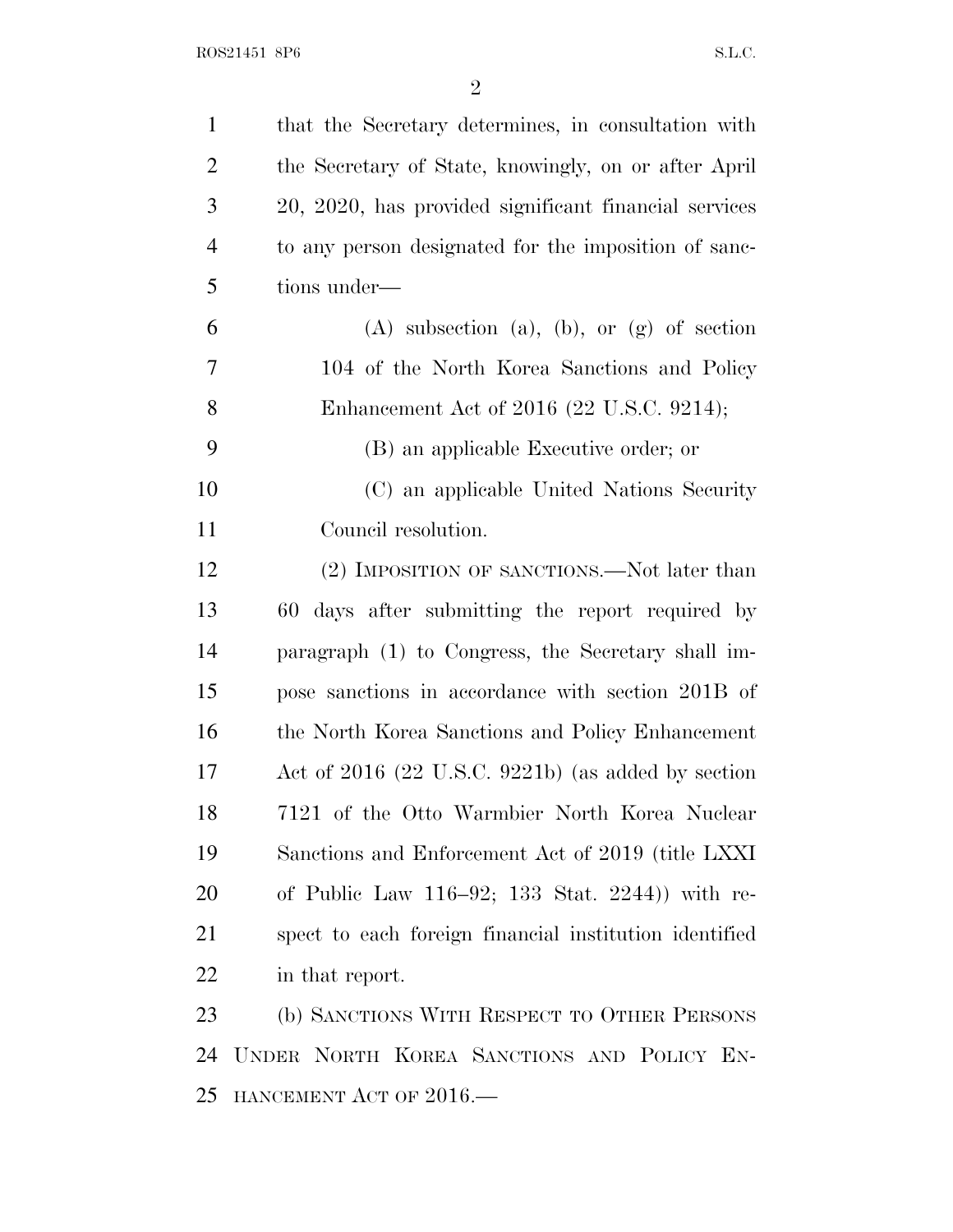that the Secretary determines, in consultation with the Secretary of State, knowingly, on or after April 20, 2020, has provided significant financial services to any person designated for the imposition of sanctions under—

(A) subsection (a), (b), or (g) of section 104 of the North Korea Sanctions and Policy Enhancement Act of 2016 (22 U.S.C. 9214);

(B) an applicable Executive order; or

(C) an applicable United Nations Security Council resolution.

(2) IMPOSITION OF SANCTIONS.—Not later than 60 days after submitting the report required by paragraph (1) to Congress, the Secretary shall impose sanctions in accordance with section 201B of the North Korea Sanctions and Policy Enhancement Act of 2016 (22 U.S.C. 9221b) (as added by section 7121 of the Otto Warmbier North Korea Nuclear Sanctions and Enforcement Act of 2019 (title LXXI of Public Law 116–92; 133 Stat. 2244)) with respect to each foreign financial institution identified in that report.

(b) SANCTIONS WITH RESPECT TO OTHER PERSONS UNDER NORTH KOREA SANCTIONS AND POLICY ENHANCEMENT ACT OF 2016.—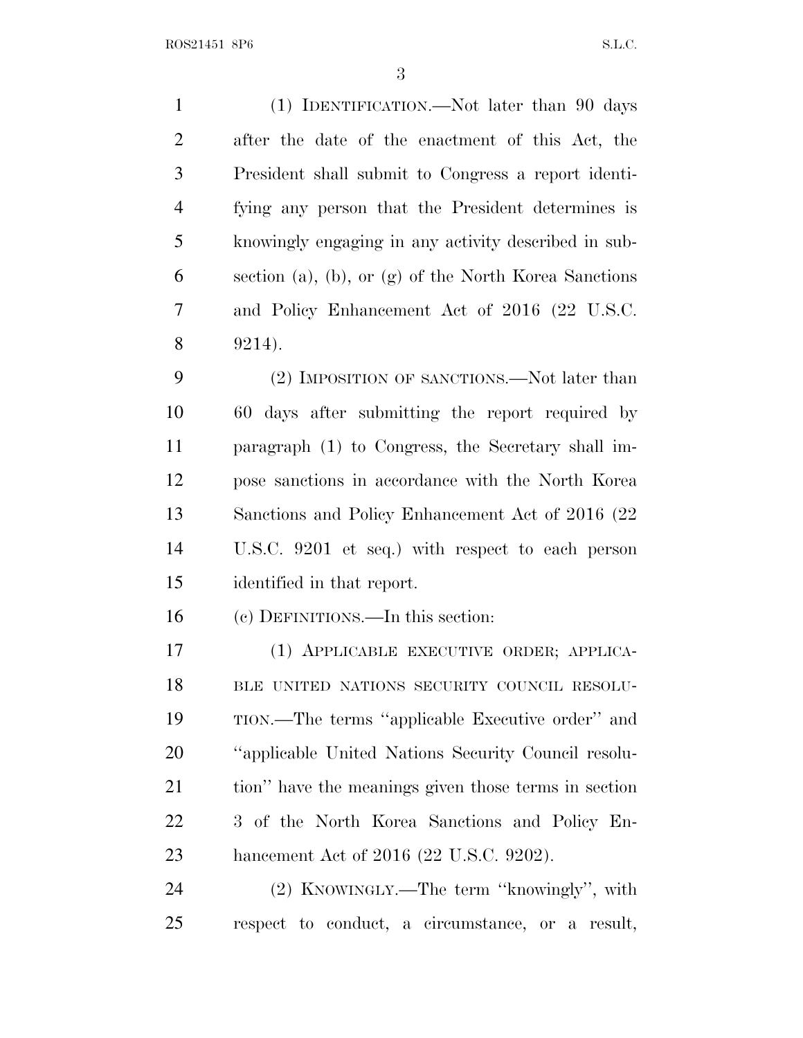(1) IDENTIFICATION.—Not later than 90 days after the date of the enactment of this Act, the President shall submit to Congress a report identifying any person that the President determines is knowingly engaging in any activity described in subsection (a), (b), or (g) of the North Korea Sanctions and Policy Enhancement Act of 2016 (22 U.S.C. 9214).

(2) IMPOSITION OF SANCTIONS.—Not later than 60 days after submitting the report required by paragraph (1) to Congress, the Secretary shall impose sanctions in accordance with the North Korea Sanctions and Policy Enhancement Act of 2016 (22 U.S.C. 9201 et seq.) with respect to each person identified in that report.

(c) DEFINITIONS.—In this section:

(1) APPLICABLE EXECUTIVE ORDER; APPLICABLE UNITED NATIONS SECURITY COUNCIL RESOLUTION.—The terms ''applicable Executive order'' and ''applicable United Nations Security Council resolution'' have the meanings given those terms in section 3 of the North Korea Sanctions and Policy Enhancement Act of 2016 (22 U.S.C. 9202).

(2) KNOWINGLY.—The term ''knowingly'', with respect to conduct, a circumstance, or a result,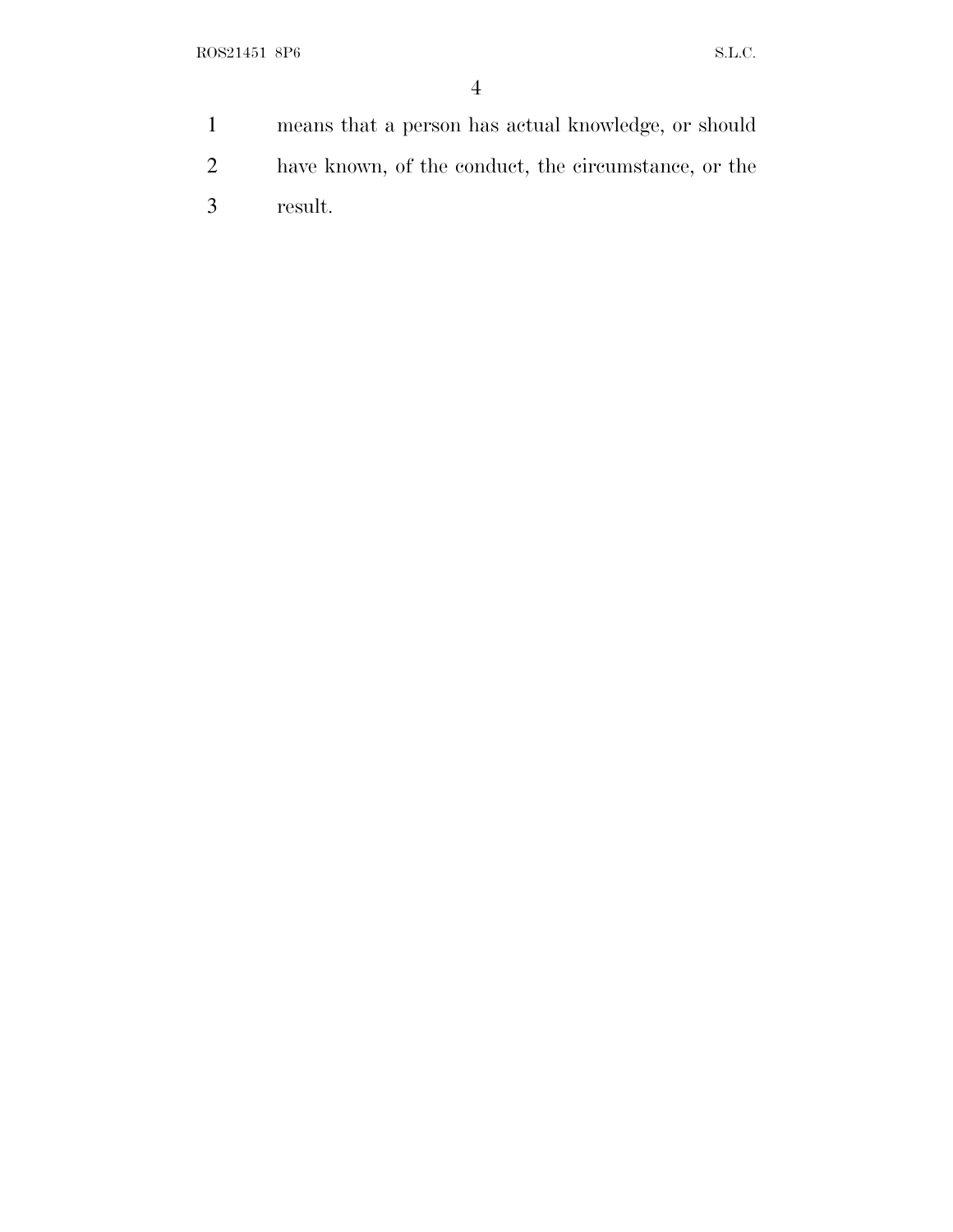means that a person has actual knowledge, or should have known, of the conduct, the circumstance, or the result.